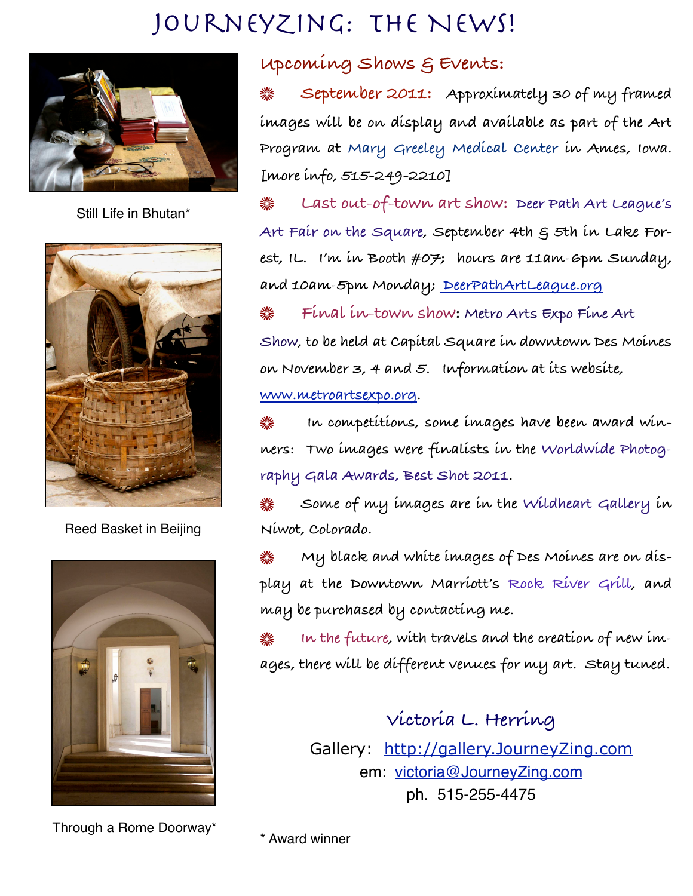# Journeyzing: The News!

Still Life in Bhutan*

Reed Basket in Beijing

Through a Rome Doorway*

## Upcoming Shows & Events:

❋ **September 2011:** Approximately 30 of my framed images will be on display and available as part of the Art Program at Mary Greeley Medical Center in Ames, Iowa. [more info, 515-249-2210]

❋ **Last out-of-town art show:** Deer Path Art League's Art Fair on the Square, September 4th & 5th in Lake Forest, IL. I'm in Booth #07; hours are 11am-6pm Sunday, and 10am-5pm Monday; DeerPathArtLeague.org

❋ **Final in-town show:** Metro Arts Expo Fine Art Show, to be held at Capital Square in downtown Des Moines on November 3, 4 and 5. Information at its website, www.metroartsexpo.org.

❋ In competitions, some images have been award winners: Two images were finalists in the Worldwide Photography Gala Awards, Best Shot 2011.

❋ Some of my images are in the Wildheart Gallery in Niwot, Colorado.

❋ My black and white images of Des Moines are on display at the Downtown Marriott's Rock River Grill, and may be purchased by contacting me.

❋ In the future, with travels and the creation of new images, there will be different venues for my art. Stay tuned.

**Victoria L. Herring**

Gallery: http://gallery.JourneyZing.com

em: victoria@JourneyZing.com

ph. 515-255-4475

* Award winner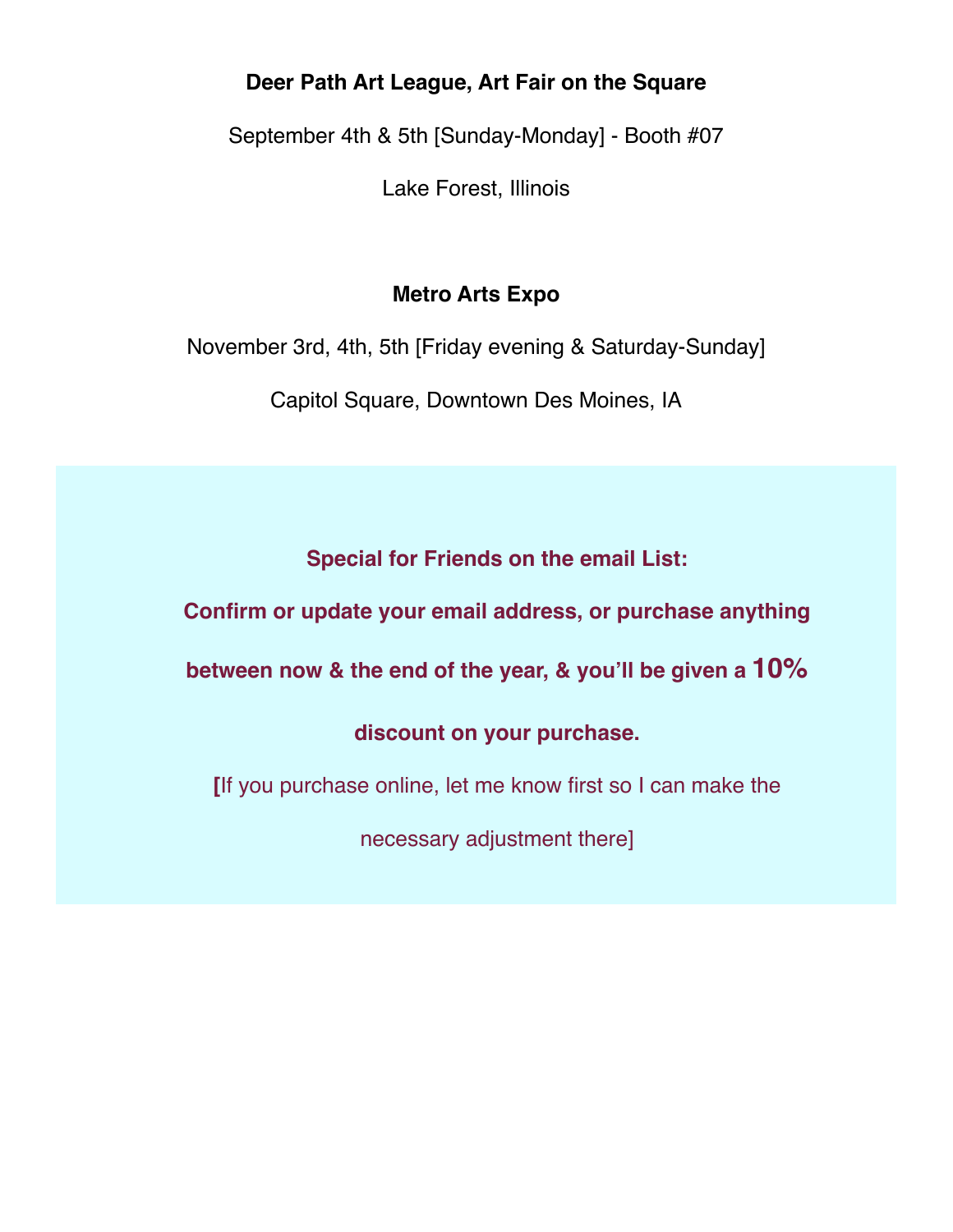**Deer Path Art League, Art Fair on the Square**

September 4th & 5th [Sunday-Monday] - Booth #07

Lake Forest, Illinois

**Metro Arts Expo**

November 3rd, 4th, 5th [Friday evening & Saturday-Sunday]

Capitol Square, Downtown Des Moines, IA

**Special for Friends on the email List:**

**Confirm or update your email address, or purchase anything between now & the end of the year, & you'll be given a 10% discount on your purchase.**

**[**If you purchase online, let me know first so I can make the necessary adjustment there]